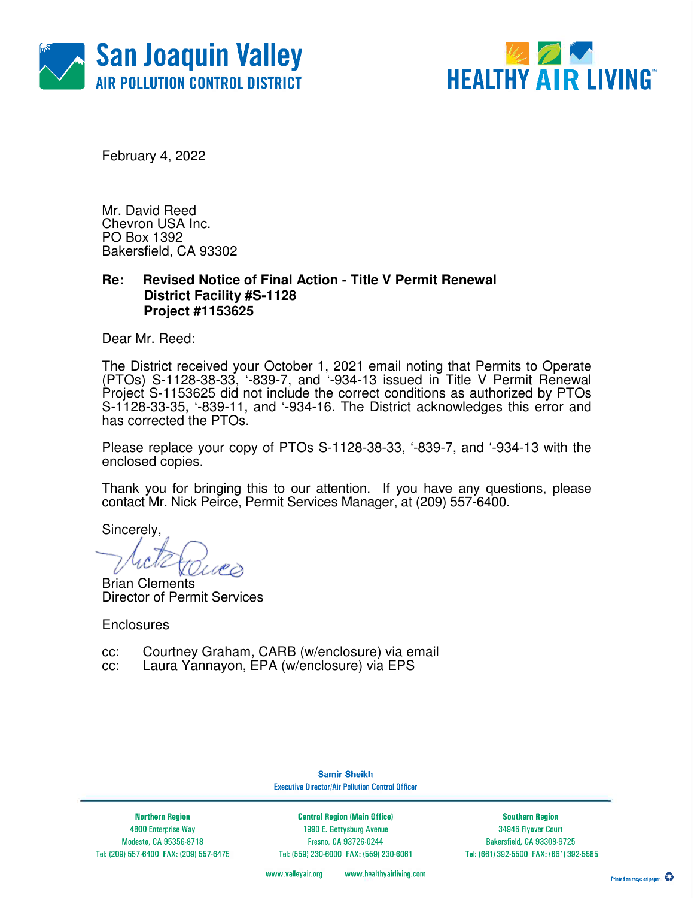San Joaquin Valley
AIR POLLUTION CONTROL DISTRICT

HEALTHY AIR LIVING

February 4, 2022

Mr. David Reed
Chevron USA Inc.
PO Box 1392
Bakersfield, CA 93302

**Re: Revised Notice of Final Action - Title V Permit Renewal**
**District Facility #S-1128**
**Project #1153625**

Dear Mr. Reed:

The District received your October 1, 2021 email noting that Permits to Operate (PTOs) S-1128-38-33, '-839-7, and '-934-13 issued in Title V Permit Renewal Project S-1153625 did not include the correct conditions as authorized by PTOs S-1128-33-35, '-839-11, and '-934-16. The District acknowledges this error and has corrected the PTOs.

Please replace your copy of PTOs S-1128-38-33, '-839-7, and '-934-13 with the enclosed copies.

Thank you for bringing this to our attention. If you have any questions, please contact Mr. Nick Peirce, Permit Services Manager, at (209) 557-6400.

Sincerely,

Brian Clements
Director of Permit Services

Enclosures

cc: Courtney Graham, CARB (w/enclosure) via email
cc: Laura Yannayon, EPA (w/enclosure) via EPS

Samir Sheikh
Executive Director/Air Pollution Control Officer

**Northern Region**
4800 Enterprise Way
Modesto, CA 95356-8718
Tel: (209) 557-6400 FAX: (209) 557-6475

**Central Region (Main Office)**
1990 E. Gettysburg Avenue
Fresno, CA 93726-0244
Tel: (559) 230-6000 FAX: (559) 230-6061

**Southern Region**
34946 Flyover Court
Bakersfield, CA 93308-9725
Tel: (661) 392-5500 FAX: (661) 392-5585

www.valleyair.org www.healthyairliving.com

Printed on recycled paper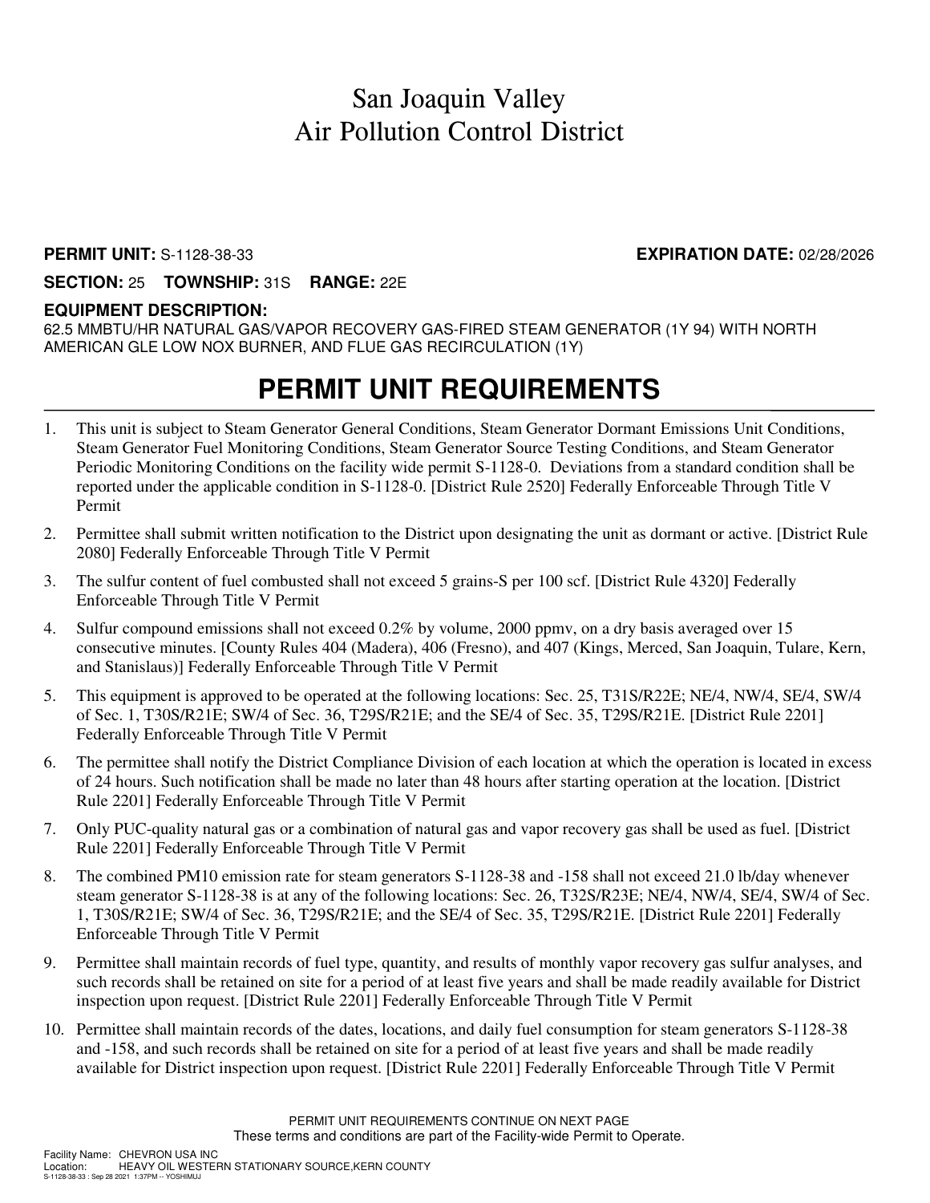# San Joaquin Valley
# Air Pollution Control District

**PERMIT UNIT:** S-1128-38-33 **EXPIRATION DATE:** 02/28/2026

**SECTION:** 25 **TOWNSHIP:** 31S **RANGE:** 22E

**EQUIPMENT DESCRIPTION:**

62.5 MMBTU/HR NATURAL GAS/VAPOR RECOVERY GAS-FIRED STEAM GENERATOR (1Y 94) WITH NORTH AMERICAN GLE LOW NOX BURNER, AND FLUE GAS RECIRCULATION (1Y)

## PERMIT UNIT REQUIREMENTS

1. This unit is subject to Steam Generator General Conditions, Steam Generator Dormant Emissions Unit Conditions, Steam Generator Fuel Monitoring Conditions, Steam Generator Source Testing Conditions, and Steam Generator Periodic Monitoring Conditions on the facility wide permit S-1128-0. Deviations from a standard condition shall be reported under the applicable condition in S-1128-0. [District Rule 2520] Federally Enforceable Through Title V Permit
2. Permittee shall submit written notification to the District upon designating the unit as dormant or active. [District Rule 2080] Federally Enforceable Through Title V Permit
3. The sulfur content of fuel combusted shall not exceed 5 grains-S per 100 scf. [District Rule 4320] Federally Enforceable Through Title V Permit
4. Sulfur compound emissions shall not exceed 0.2% by volume, 2000 ppmv, on a dry basis averaged over 15 consecutive minutes. [County Rules 404 (Madera), 406 (Fresno), and 407 (Kings, Merced, San Joaquin, Tulare, Kern, and Stanislaus)] Federally Enforceable Through Title V Permit
5. This equipment is approved to be operated at the following locations: Sec. 25, T31S/R22E; NE/4, NW/4, SE/4, SW/4 of Sec. 1, T30S/R21E; SW/4 of Sec. 36, T29S/R21E; and the SE/4 of Sec. 35, T29S/R21E. [District Rule 2201] Federally Enforceable Through Title V Permit
6. The permittee shall notify the District Compliance Division of each location at which the operation is located in excess of 24 hours. Such notification shall be made no later than 48 hours after starting operation at the location. [District Rule 2201] Federally Enforceable Through Title V Permit
7. Only PUC-quality natural gas or a combination of natural gas and vapor recovery gas shall be used as fuel. [District Rule 2201] Federally Enforceable Through Title V Permit
8. The combined PM10 emission rate for steam generators S-1128-38 and -158 shall not exceed 21.0 lb/day whenever steam generator S-1128-38 is at any of the following locations: Sec. 26, T32S/R23E; NE/4, NW/4, SE/4, SW/4 of Sec. 1, T30S/R21E; SW/4 of Sec. 36, T29S/R21E; and the SE/4 of Sec. 35, T29S/R21E. [District Rule 2201] Federally Enforceable Through Title V Permit
9. Permittee shall maintain records of fuel type, quantity, and results of monthly vapor recovery gas sulfur analyses, and such records shall be retained on site for a period of at least five years and shall be made readily available for District inspection upon request. [District Rule 2201] Federally Enforceable Through Title V Permit
10. Permittee shall maintain records of the dates, locations, and daily fuel consumption for steam generators S-1128-38 and -158, and such records shall be retained on site for a period of at least five years and shall be made readily available for District inspection upon request. [District Rule 2201] Federally Enforceable Through Title V Permit

PERMIT UNIT REQUIREMENTS CONTINUE ON NEXT PAGE

These terms and conditions are part of the Facility-wide Permit to Operate.

Facility Name: CHEVRON USA INC
Location: HEAVY OIL WESTERN STATIONARY SOURCE,KERN COUNTY
S-1128-38-33 : Sep 28 2021 1:37PM -- YOSHIMUJ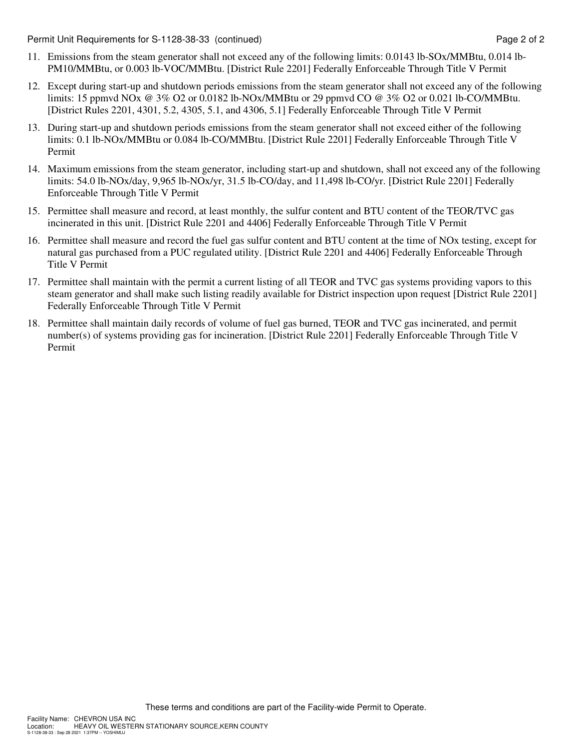11. Emissions from the steam generator shall not exceed any of the following limits: 0.0143 lb-SOx/MMBtu, 0.014 lb-PM10/MMBtu, or 0.003 lb-VOC/MMBtu. [District Rule 2201] Federally Enforceable Through Title V Permit

12. Except during start-up and shutdown periods emissions from the steam generator shall not exceed any of the following limits: 15 ppmvd NOx @ 3% O2 or 0.0182 lb-NOx/MMBtu or 29 ppmvd CO @ 3% O2 or 0.021 lb-CO/MMBtu. [District Rules 2201, 4301, 5.2, 4305, 5.1, and 4306, 5.1] Federally Enforceable Through Title V Permit

13. During start-up and shutdown periods emissions from the steam generator shall not exceed either of the following limits: 0.1 lb-NOx/MMBtu or 0.084 lb-CO/MMBtu. [District Rule 2201] Federally Enforceable Through Title V Permit

14. Maximum emissions from the steam generator, including start-up and shutdown, shall not exceed any of the following limits: 54.0 lb-NOx/day, 9,965 lb-NOx/yr, 31.5 lb-CO/day, and 11,498 lb-CO/yr. [District Rule 2201] Federally Enforceable Through Title V Permit

15. Permittee shall measure and record, at least monthly, the sulfur content and BTU content of the TEOR/TVC gas incinerated in this unit. [District Rule 2201 and 4406] Federally Enforceable Through Title V Permit

16. Permittee shall measure and record the fuel gas sulfur content and BTU content at the time of NOx testing, except for natural gas purchased from a PUC regulated utility. [District Rule 2201 and 4406] Federally Enforceable Through Title V Permit

17. Permittee shall maintain with the permit a current listing of all TEOR and TVC gas systems providing vapors to this steam generator and shall make such listing readily available for District inspection upon request [District Rule 2201] Federally Enforceable Through Title V Permit

18. Permittee shall maintain daily records of volume of fuel gas burned, TEOR and TVC gas incinerated, and permit number(s) of systems providing gas for incineration. [District Rule 2201] Federally Enforceable Through Title V Permit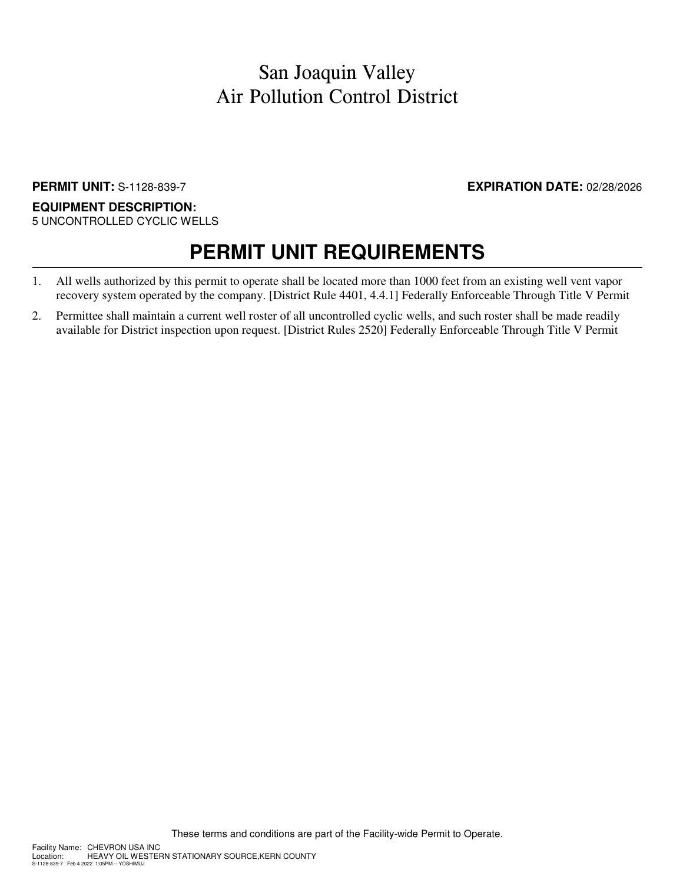# San Joaquin Valley
# Air Pollution Control District

**PERMIT UNIT:** S-1128-839-7 **EXPIRATION DATE:** 02/28/2026

**EQUIPMENT DESCRIPTION:**
5 UNCONTROLLED CYCLIC WELLS

## PERMIT UNIT REQUIREMENTS

1. All wells authorized by this permit to operate shall be located more than 1000 feet from an existing well vent vapor recovery system operated by the company. [District Rule 4401, 4.4.1] Federally Enforceable Through Title V Permit
2. Permittee shall maintain a current well roster of all uncontrolled cyclic wells, and such roster shall be made readily available for District inspection upon request. [District Rules 2520] Federally Enforceable Through Title V Permit

These terms and conditions are part of the Facility-wide Permit to Operate.

Facility Name: CHEVRON USA INC
Location: HEAVY OIL WESTERN STATIONARY SOURCE,KERN COUNTY
S-1128-839-7 : Feb 4 2022 1:05PM -- YOSHIMUJ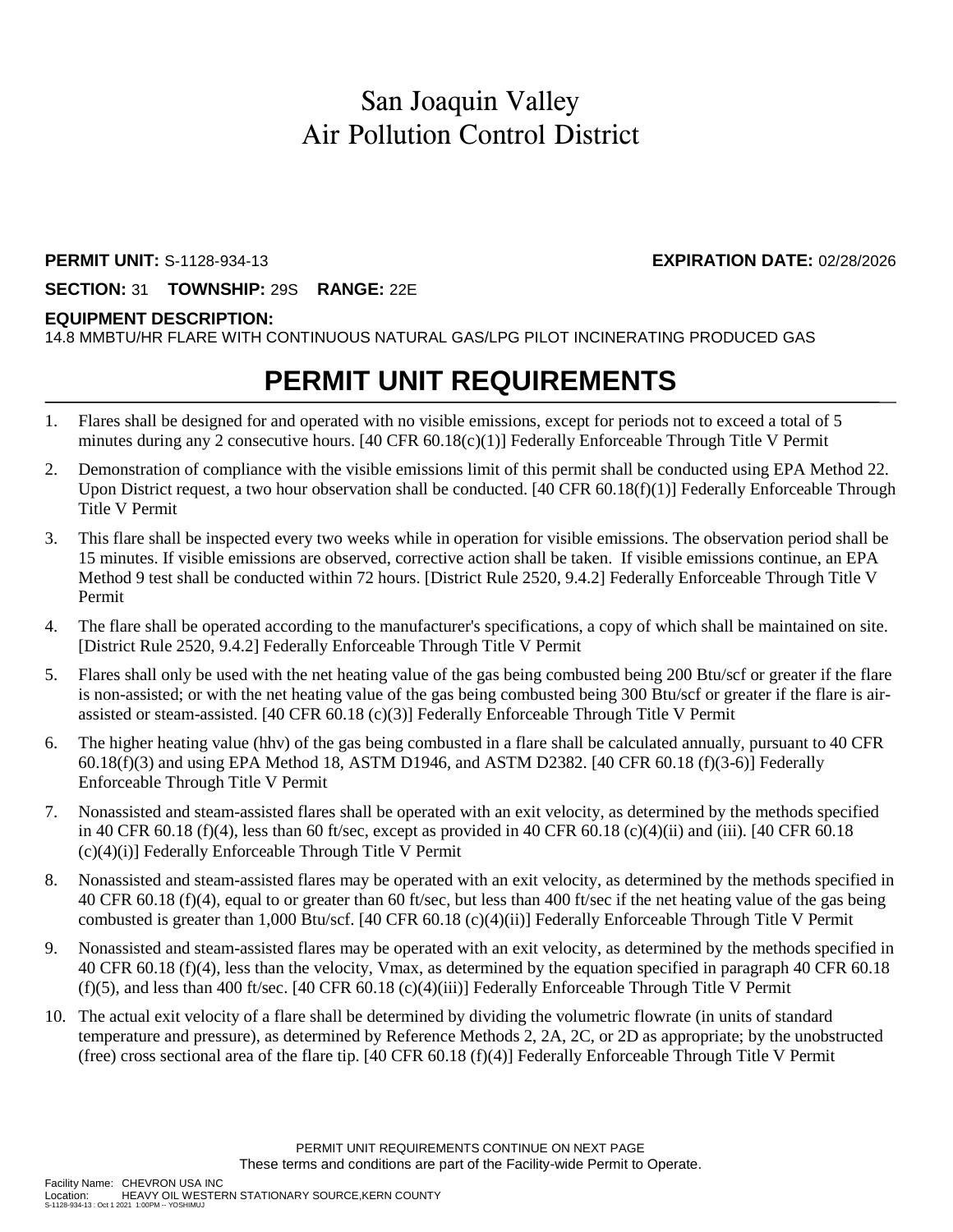# San Joaquin Valley
# Air Pollution Control District

**PERMIT UNIT:** S-1128-934-13 **EXPIRATION DATE:** 02/28/2026

**SECTION:** 31 **TOWNSHIP:** 29S **RANGE:** 22E

**EQUIPMENT DESCRIPTION:**
14.8 MMBTU/HR FLARE WITH CONTINUOUS NATURAL GAS/LPG PILOT INCINERATING PRODUCED GAS

## PERMIT UNIT REQUIREMENTS

1. Flares shall be designed for and operated with no visible emissions, except for periods not to exceed a total of 5 minutes during any 2 consecutive hours. [40 CFR 60.18(c)(1)] Federally Enforceable Through Title V Permit
2. Demonstration of compliance with the visible emissions limit of this permit shall be conducted using EPA Method 22. Upon District request, a two hour observation shall be conducted. [40 CFR 60.18(f)(1)] Federally Enforceable Through Title V Permit
3. This flare shall be inspected every two weeks while in operation for visible emissions. The observation period shall be 15 minutes. If visible emissions are observed, corrective action shall be taken. If visible emissions continue, an EPA Method 9 test shall be conducted within 72 hours. [District Rule 2520, 9.4.2] Federally Enforceable Through Title V Permit
4. The flare shall be operated according to the manufacturer's specifications, a copy of which shall be maintained on site. [District Rule 2520, 9.4.2] Federally Enforceable Through Title V Permit
5. Flares shall only be used with the net heating value of the gas being combusted being 200 Btu/scf or greater if the flare is non-assisted; or with the net heating value of the gas being combusted being 300 Btu/scf or greater if the flare is air-assisted or steam-assisted. [40 CFR 60.18 (c)(3)] Federally Enforceable Through Title V Permit
6. The higher heating value (hhv) of the gas being combusted in a flare shall be calculated annually, pursuant to 40 CFR 60.18(f)(3) and using EPA Method 18, ASTM D1946, and ASTM D2382. [40 CFR 60.18 (f)(3-6)] Federally Enforceable Through Title V Permit
7. Nonassisted and steam-assisted flares shall be operated with an exit velocity, as determined by the methods specified in 40 CFR 60.18 (f)(4), less than 60 ft/sec, except as provided in 40 CFR 60.18 (c)(4)(ii) and (iii). [40 CFR 60.18 (c)(4)(i)] Federally Enforceable Through Title V Permit
8. Nonassisted and steam-assisted flares may be operated with an exit velocity, as determined by the methods specified in 40 CFR 60.18 (f)(4), equal to or greater than 60 ft/sec, but less than 400 ft/sec if the net heating value of the gas being combusted is greater than 1,000 Btu/scf. [40 CFR 60.18 (c)(4)(ii)] Federally Enforceable Through Title V Permit
9. Nonassisted and steam-assisted flares may be operated with an exit velocity, as determined by the methods specified in 40 CFR 60.18 (f)(4), less than the velocity, Vmax, as determined by the equation specified in paragraph 40 CFR 60.18 (f)(5), and less than 400 ft/sec. [40 CFR 60.18 (c)(4)(iii)] Federally Enforceable Through Title V Permit
10. The actual exit velocity of a flare shall be determined by dividing the volumetric flowrate (in units of standard temperature and pressure), as determined by Reference Methods 2, 2A, 2C, or 2D as appropriate; by the unobstructed (free) cross sectional area of the flare tip. [40 CFR 60.18 (f)(4)] Federally Enforceable Through Title V Permit

PERMIT UNIT REQUIREMENTS CONTINUE ON NEXT PAGE
These terms and conditions are part of the Facility-wide Permit to Operate.

Facility Name: CHEVRON USA INC
Location: HEAVY OIL WESTERN STATIONARY SOURCE,KERN COUNTY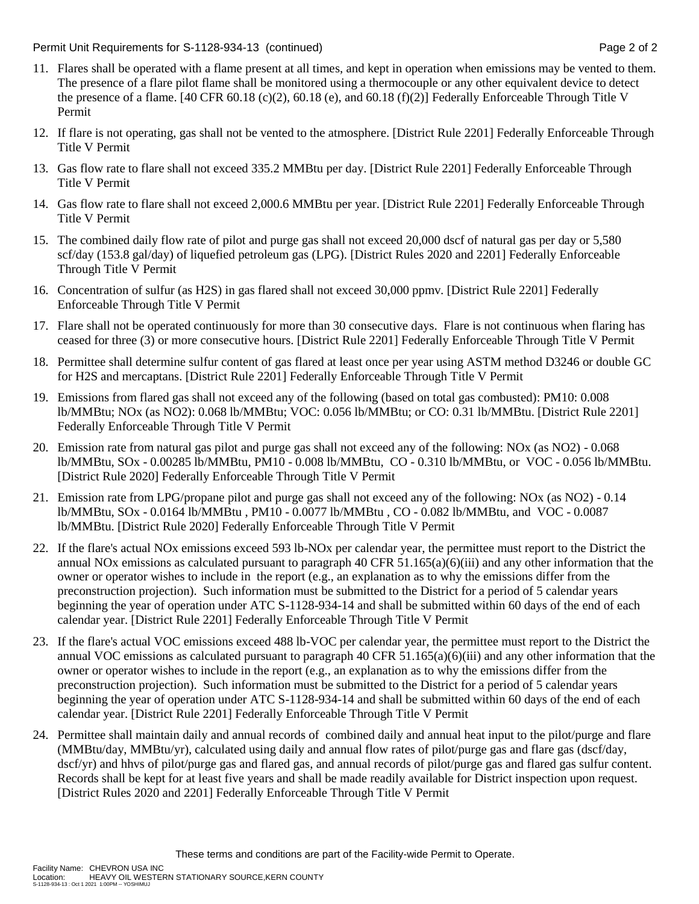11. Flares shall be operated with a flame present at all times, and kept in operation when emissions may be vented to them. The presence of a flare pilot flame shall be monitored using a thermocouple or any other equivalent device to detect the presence of a flame. [40 CFR 60.18 (c)(2), 60.18 (e), and 60.18 (f)(2)] Federally Enforceable Through Title V Permit

12. If flare is not operating, gas shall not be vented to the atmosphere. [District Rule 2201] Federally Enforceable Through Title V Permit

13. Gas flow rate to flare shall not exceed 335.2 MMBtu per day. [District Rule 2201] Federally Enforceable Through Title V Permit

14. Gas flow rate to flare shall not exceed 2,000.6 MMBtu per year. [District Rule 2201] Federally Enforceable Through Title V Permit

15. The combined daily flow rate of pilot and purge gas shall not exceed 20,000 dscf of natural gas per day or 5,580 scf/day (153.8 gal/day) of liquefied petroleum gas (LPG). [District Rules 2020 and 2201] Federally Enforceable Through Title V Permit

16. Concentration of sulfur (as $H_2S$) in gas flared shall not exceed 30,000 ppmv. [District Rule 2201] Federally Enforceable Through Title V Permit

17. Flare shall not be operated continuously for more than 30 consecutive days. Flare is not continuous when flaring has ceased for three (3) or more consecutive hours. [District Rule 2201] Federally Enforceable Through Title V Permit

18. Permittee shall determine sulfur content of gas flared at least once per year using ASTM method D3246 or double GC for H2S and mercaptans. [District Rule 2201] Federally Enforceable Through Title V Permit

19. Emissions from flared gas shall not exceed any of the following (based on total gas combusted): PM10: 0.008 lb/MMBtu; NOx (as NO2): 0.068 lb/MMBtu; VOC: 0.056 lb/MMBtu; or CO: 0.31 lb/MMBtu. [District Rule 2201] Federally Enforceable Through Title V Permit

20. Emission rate from natural gas pilot and purge gas shall not exceed any of the following: NOx (as NO2) - 0.068 lb/MMBtu, SOx - 0.00285 lb/MMBtu, PM10 - 0.008 lb/MMBtu, CO - 0.310 lb/MMBtu, or VOC - 0.056 lb/MMBtu. [District Rule 2020] Federally Enforceable Through Title V Permit

21. Emission rate from LPG/propane pilot and purge gas shall not exceed any of the following: NOx (as NO2) - 0.14 lb/MMBtu, SOx - 0.0164 lb/MMBtu , PM10 - 0.0077 lb/MMBtu , CO - 0.082 lb/MMBtu, and VOC - 0.0087 lb/MMBtu. [District Rule 2020] Federally Enforceable Through Title V Permit

22. If the flare's actual NOx emissions exceed 593 lb-NOx per calendar year, the permittee must report to the District the annual NOx emissions as calculated pursuant to paragraph 40 CFR 51.165(a)(6)(iii) and any other information that the owner or operator wishes to include in the report (e.g., an explanation as to why the emissions differ from the preconstruction projection). Such information must be submitted to the District for a period of 5 calendar years beginning the year of operation under ATC S-1128-934-14 and shall be submitted within 60 days of the end of each calendar year. [District Rule 2201] Federally Enforceable Through Title V Permit

23. If the flare's actual VOC emissions exceed 488 lb-VOC per calendar year, the permittee must report to the District the annual VOC emissions as calculated pursuant to paragraph 40 CFR 51.165(a)(6)(iii) and any other information that the owner or operator wishes to include in the report (e.g., an explanation as to why the emissions differ from the preconstruction projection). Such information must be submitted to the District for a period of 5 calendar years beginning the year of operation under ATC S-1128-934-14 and shall be submitted within 60 days of the end of each calendar year. [District Rule 2201] Federally Enforceable Through Title V Permit

24. Permittee shall maintain daily and annual records of combined daily and annual heat input to the pilot/purge and flare (MMBtu/day, MMBtu/yr), calculated using daily and annual flow rates of pilot/purge gas and flare gas (dscf/day, dscf/yr) and hhvs of pilot/purge gas and flared gas, and annual records of pilot/purge gas and flared gas sulfur content. Records shall be kept for at least five years and shall be made readily available for District inspection upon request. [District Rules 2020 and 2201] Federally Enforceable Through Title V Permit

These terms and conditions are part of the Facility-wide Permit to Operate.

Facility Name: CHEVRON USA INC
Location: HEAVY OIL WESTERN STATIONARY SOURCE,KERN COUNTY
S-1128-934-13 : Oct 1 2021 1:00PM -- YOSHIMUJ